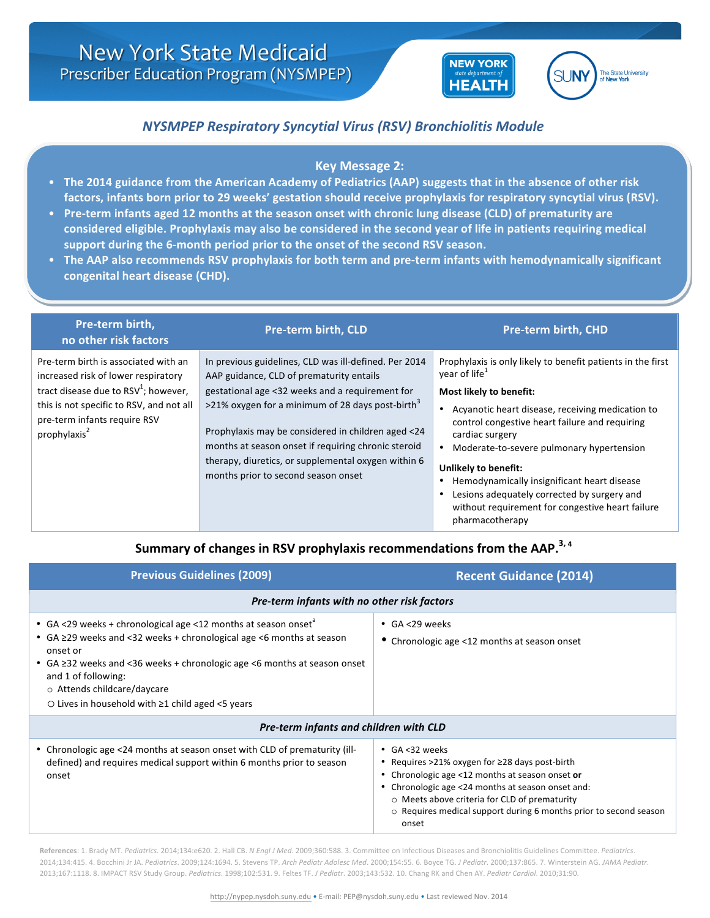# New York State Medicaid Prescriber Education Program (NYSMPEP)

## *NYSMPEP Respiratory Syncytial Virus (RSV) Bronchiolitis Module*

### Key Message 2:

- **The 2014 guidance from the American Academy of Pediatrics (AAP) suggests that in the absence of other risk factors, infants born prior to 29 weeks' gestation should receive prophylaxis for respiratory syncytial virus (RSV).**
- **Pre-term infants aged 12 months at the season onset with chronic lung disease (CLD) of prematurity are considered eligible. Prophylaxis may also be considered in the second year of life in patients requiring medical support during the 6-month period prior to the onset of the second RSV season.**
- **The AAP also recommends RSV prophylaxis for both term and pre-term infants with hemodynamically significant congenital heart disease (CHD).**

| Pre-term birth, no other risk factors | Pre-term birth, CLD | Pre-term birth, CHD |
|---|---|---|
| Pre-term birth is associated with an increased risk of lower respiratory tract disease due to RSV[1]; however, this is not specific to RSV, and not all pre-term infants require RSV prophylaxis[2] | In previous guidelines, CLD was ill-defined. Per 2014 AAP guidance, CLD of prematurity entails gestational age <32 weeks and a requirement for >21% oxygen for a minimum of 28 days post-birth[3]<br><br>Prophylaxis may be considered in children aged <24 months at season onset if requiring chronic steroid therapy, diuretics, or supplemental oxygen within 6 months prior to second season onset | Prophylaxis is only likely to benefit patients in the first year of life[1]<br><br>**Most likely to benefit:**<br>• Acyanotic heart disease, receiving medication to control congestive heart failure and requiring cardiac surgery<br>• Moderate-to-severe pulmonary hypertension<br><br>**Unlikely to benefit:**<br>• Hemodynamically insignificant heart disease<br>• Lesions adequately corrected by surgery and without requirement for congestive heart failure pharmacotherapy |

### Summary of changes in RSV prophylaxis recommendations from the AAP.[3, 4]

| Previous Guidelines (2009) | Recent Guidance (2014) |
|---|---|
| ***Pre-term infants with no other risk factors*** | |
| • GA <29 weeks + chronological age <12 months at season onset[a]<br>• GA ≥29 weeks and <32 weeks + chronological age <6 months at season onset or<br>• GA ≥32 weeks and <36 weeks + chronologic age <6 months at season onset and 1 of following:<br>  ○ Attends childcare/daycare<br>  ○ Lives in household with ≥1 child aged <5 years | • GA <29 weeks<br>• Chronologic age <12 months at season onset |
| ***Pre-term infants and children with CLD*** | |
| • Chronologic age <24 months at season onset with CLD of prematurity (ill-defined) and requires medical support within 6 months prior to season onset | • GA <32 weeks<br>• Requires >21% oxygen for ≥28 days post-birth<br>• Chronologic age <12 months at season onset **or**<br>• Chronologic age <24 months at season onset and:<br>  ○ Meets above criteria for CLD of prematurity<br>  ○ Requires medical support during 6 months prior to second season onset |

**References**: 1. Brady MT. *Pediatrics*. 2014;134:e620. 2. Hall CB. *N Engl J Med*. 2009;360:588. 3. Committee on Infectious Diseases and Bronchiolitis Guidelines Committee. *Pediatrics*. 2014;134:415. 4. Bocchini Jr JA. *Pediatrics*. 2009;124:1694. 5. Stevens TP. *Arch Pediatr Adolesc Med*. 2000;154:55. 6. Boyce TG. *J Pediatr*. 2000;137:865. 7. Winterstein AG. *JAMA Pediatr*. 2013;167:1118. 8. IMPACT RSV Study Group. *Pediatrics*. 1998;102:531. 9. Feltes TF. *J Pediatr*. 2003;143:532. 10. Chang RK and Chen AY. *Pediatr Cardiol*. 2010;31:90.

http://nypep.nysdoh.suny.edu • E-mail: PEP@nysdoh.suny.edu • Last reviewed Nov. 2014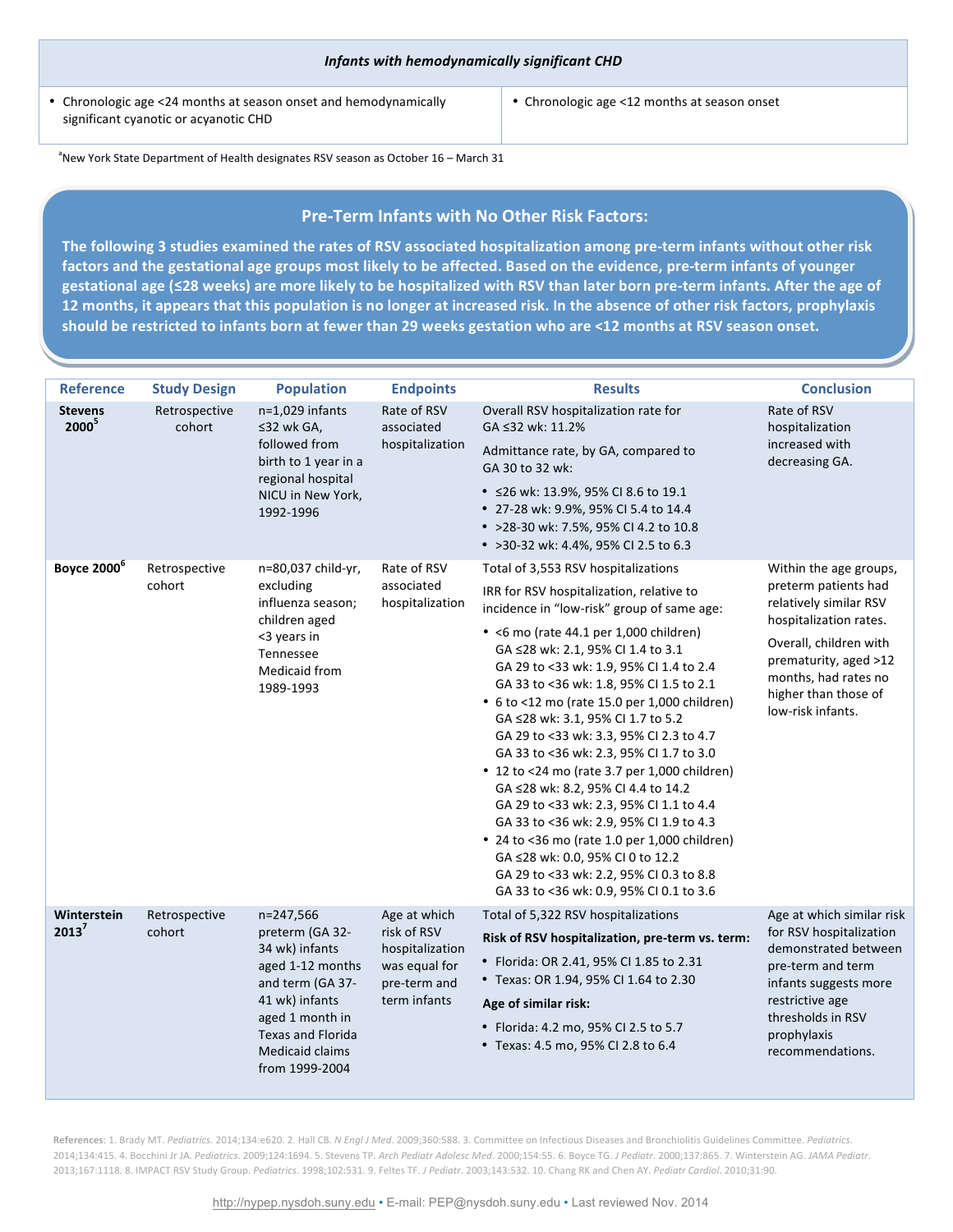| *Infants with hemodynamically significant CHD* | |
|---|---|
| • Chronologic age <24 months at season onset and hemodynamically significant cyanotic or acyanotic CHD | • Chronologic age <12 months at season onset |

[a]New York State Department of Health designates RSV season as October 16 – March 31

## Pre-Term Infants with No Other Risk Factors:

**The following 3 studies examined the rates of RSV associated hospitalization among pre-term infants without other risk factors and the gestational age groups most likely to be affected. Based on the evidence, pre-term infants of younger gestational age (≤28 weeks) are more likely to be hospitalized with RSV than later born pre-term infants. After the age of 12 months, it appears that this population is no longer at increased risk. In the absence of other risk factors, prophylaxis should be restricted to infants born at fewer than 29 weeks gestation who are <12 months at RSV season onset.**

| Reference | Study Design | Population | Endpoints | Results | Conclusion |
|---|---|---|---|---|---|
| **Stevens 2000**[5] | Retrospective cohort | n=1,029 infants ≤32 wk GA, followed from birth to 1 year in a regional hospital NICU in New York, 1992-1996 | Rate of RSV associated hospitalization | Overall RSV hospitalization rate for GA ≤32 wk: 11.2%<br>Admittance rate, by GA, compared to GA 30 to 32 wk:<br>• ≤26 wk: 13.9%, 95% CI 8.6 to 19.1<br>• 27-28 wk: 9.9%, 95% CI 5.4 to 14.4<br>• >28-30 wk: 7.5%, 95% CI 4.2 to 10.8<br>• >30-32 wk: 4.4%, 95% CI 2.5 to 6.3 | Rate of RSV hospitalization increased with decreasing GA. |
| **Boyce 2000**[6] | Retrospective cohort | n=80,037 child-yr, excluding influenza season; children aged <3 years in Tennessee Medicaid from 1989-1993 | Rate of RSV associated hospitalization | Total of 3,553 RSV hospitalizations<br>IRR for RSV hospitalization, relative to incidence in "low-risk" group of same age:<br>• <6 mo (rate 44.1 per 1,000 children)<br>GA ≤28 wk: 2.1, 95% CI 1.4 to 3.1<br>GA 29 to <33 wk: 1.9, 95% CI 1.4 to 2.4<br>GA 33 to <36 wk: 1.8, 95% CI 1.5 to 2.1<br>• 6 to <12 mo (rate 15.0 per 1,000 children)<br>GA ≤28 wk: 3.1, 95% CI 1.7 to 5.2<br>GA 29 to <33 wk: 3.3, 95% CI 2.3 to 4.7<br>GA 33 to <36 wk: 2.3, 95% CI 1.7 to 3.0<br>• 12 to <24 mo (rate 3.7 per 1,000 children)<br>GA ≤28 wk: 8.2, 95% CI 4.4 to 14.2<br>GA 29 to <33 wk: 2.3, 95% CI 1.1 to 4.4<br>GA 33 to <36 wk: 2.9, 95% CI 1.9 to 4.3<br>• 24 to <36 mo (rate 1.0 per 1,000 children)<br>GA ≤28 wk: 0.0, 95% CI 0 to 12.2<br>GA 29 to <33 wk: 2.2, 95% CI 0.3 to 8.8<br>GA 33 to <36 wk: 0.9, 95% CI 0.1 to 3.6 | Within the age groups, preterm patients had relatively similar RSV hospitalization rates.<br>Overall, children with prematurity, aged >12 months, had rates no higher than those of low-risk infants. |
| **Winterstein 2013**[7] | Retrospective cohort | n=247,566 preterm (GA 32-34 wk) infants aged 1-12 months and term (GA 37-41 wk) infants aged 1 month in Texas and Florida Medicaid claims from 1999-2004 | Age at which risk of RSV hospitalization was equal for pre-term and term infants | Total of 5,322 RSV hospitalizations<br>**Risk of RSV hospitalization, pre-term vs. term:**<br>• Florida: OR 2.41, 95% CI 1.85 to 2.31<br>• Texas: OR 1.94, 95% CI 1.64 to 2.30<br>**Age of similar risk:**<br>• Florida: 4.2 mo, 95% CI 2.5 to 5.7<br>• Texas: 4.5 mo, 95% CI 2.8 to 6.4 | Age at which similar risk for RSV hospitalization demonstrated between pre-term and term infants suggests more restrictive age thresholds in RSV prophylaxis recommendations. |

**References**: 1. Brady MT. *Pediatrics*. 2014;134:e620. 2. Hall CB. *N Engl J Med*. 2009;360:588. 3. Committee on Infectious Diseases and Bronchiolitis Guidelines Committee. *Pediatrics*. 2014;134:415. 4. Bocchini Jr JA. *Pediatrics*. 2009;124:1694. 5. Stevens TP. *Arch Pediatr Adolesc Med*. 2000;154:55. 6. Boyce TG. *J Pediatr*. 2000;137:865. 7. Winterstein AG. *JAMA Pediatr*. 2013;167:1118. 8. IMPACT RSV Study Group. *Pediatrics*. 1998;102:531. 9. Feltes TF. *J Pediatr*. 2003;143:532. 10. Chang RK and Chen AY. *Pediatr Cardiol*. 2010;31:90.

http://nypep.nysdoh.suny.edu • E-mail: PEP@nysdoh.suny.edu • Last reviewed Nov. 2014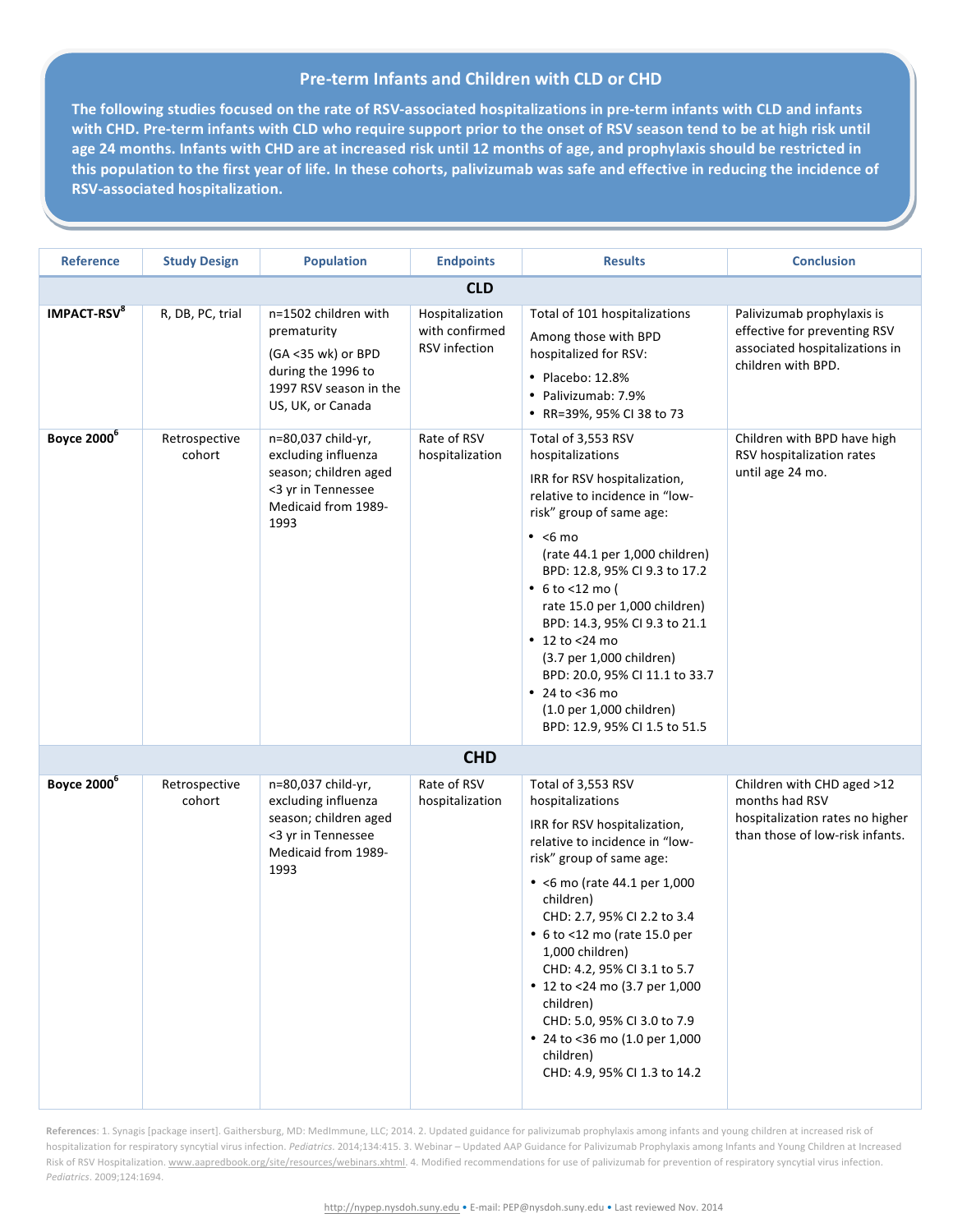## Pre-term Infants and Children with CLD or CHD

**The following studies focused on the rate of RSV-associated hospitalizations in pre-term infants with CLD and infants with CHD. Pre-term infants with CLD who require support prior to the onset of RSV season tend to be at high risk until age 24 months. Infants with CHD are at increased risk until 12 months of age, and prophylaxis should be restricted in this population to the first year of life. In these cohorts, palivizumab was safe and effective in reducing the incidence of RSV-associated hospitalization.**

| Reference | Study Design | Population | Endpoints | Results | Conclusion |
|---|---|---|---|---|---|
| **CLD** | | | | | |
| **IMPACT-RSV[8]** | R, DB, PC, trial | n=1502 children with prematurity (GA <35 wk) or BPD during the 1996 to 1997 RSV season in the US, UK, or Canada | Hospitalization with confirmed RSV infection | Total of 101 hospitalizations<br>Among those with BPD hospitalized for RSV:<br>• Placebo: 12.8%<br>• Palivizumab: 7.9%<br>• RR=39%, 95% CI 38 to 73 | Palivizumab prophylaxis is effective for preventing RSV associated hospitalizations in children with BPD. |
| **Boyce 2000[6]** | Retrospective cohort | n=80,037 child-yr, excluding influenza season; children aged <3 yr in Tennessee Medicaid from 1989-1993 | Rate of RSV hospitalization | Total of 3,553 RSV hospitalizations<br>IRR for RSV hospitalization, relative to incidence in "low-risk" group of same age:<br>• <6 mo (rate 44.1 per 1,000 children) BPD: 12.8, 95% CI 9.3 to 17.2<br>• 6 to <12 mo ( rate 15.0 per 1,000 children) BPD: 14.3, 95% CI 9.3 to 21.1<br>• 12 to <24 mo (3.7 per 1,000 children) BPD: 20.0, 95% CI 11.1 to 33.7<br>• 24 to <36 mo (1.0 per 1,000 children) BPD: 12.9, 95% CI 1.5 to 51.5 | Children with BPD have high RSV hospitalization rates until age 24 mo. |
| **CHD** | | | | | |
| **Boyce 2000[6]** | Retrospective cohort | n=80,037 child-yr, excluding influenza season; children aged <3 yr in Tennessee Medicaid from 1989-1993 | Rate of RSV hospitalization | Total of 3,553 RSV hospitalizations<br>IRR for RSV hospitalization, relative to incidence in "low-risk" group of same age:<br>• <6 mo (rate 44.1 per 1,000 children) CHD: 2.7, 95% CI 2.2 to 3.4<br>• 6 to <12 mo (rate 15.0 per 1,000 children) CHD: 4.2, 95% CI 3.1 to 5.7<br>• 12 to <24 mo (3.7 per 1,000 children) CHD: 5.0, 95% CI 3.0 to 7.9<br>• 24 to <36 mo (1.0 per 1,000 children) CHD: 4.9, 95% CI 1.3 to 14.2 | Children with CHD aged >12 months had RSV hospitalization rates no higher than those of low-risk infants. |

**References**: 1. Synagis [package insert]. Gaithersburg, MD: MedImmune, LLC; 2014. 2. Updated guidance for palivizumab prophylaxis among infants and young children at increased risk of hospitalization for respiratory syncytial virus infection. *Pediatrics*. 2014;134:415. 3. Webinar – Updated AAP Guidance for Palivizumab Prophylaxis among Infants and Young Children at Increased Risk of RSV Hospitalization. www.aapredbook.org/site/resources/webinars.xhtml. 4. Modified recommendations for use of palivizumab for prevention of respiratory syncytial virus infection. *Pediatrics*. 2009;124:1694.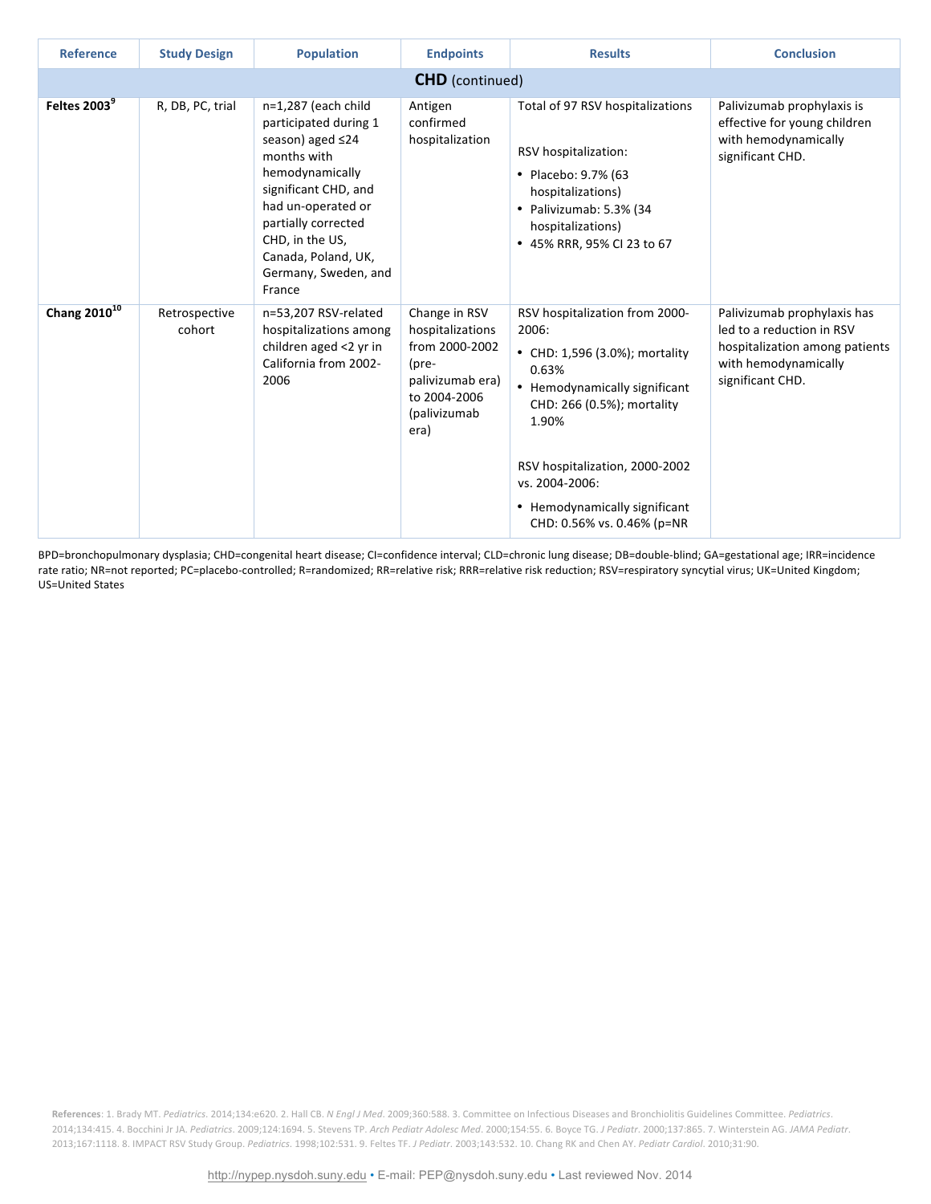| Reference | Study Design | Population | Endpoints | Results | Conclusion |
|---|---|---|---|---|---|
| **CHD** (continued) | | | | | |
| **Feltes 2003**[9] | R, DB, PC, trial | n=1,287 (each child participated during 1 season) aged ≤24 months with hemodynamically significant CHD, and had un-operated or partially corrected CHD, in the US, Canada, Poland, UK, Germany, Sweden, and France | Antigen confirmed hospitalization | Total of 97 RSV hospitalizations<br><br>RSV hospitalization:<br>• Placebo: 9.7% (63 hospitalizations)<br>• Palivizumab: 5.3% (34 hospitalizations)<br>• 45% RRR, 95% CI 23 to 67 | Palivizumab prophylaxis is effective for young children with hemodynamically significant CHD. |
| **Chang 2010**[10] | Retrospective cohort | n=53,207 RSV-related hospitalizations among children aged <2 yr in California from 2002-2006 | Change in RSV hospitalizations from 2000-2002 (pre-palivizumab era) to 2004-2006 (palivizumab era) | RSV hospitalization from 2000-2006:<br>• CHD: 1,596 (3.0%); mortality 0.63%<br>• Hemodynamically significant CHD: 266 (0.5%); mortality 1.90%<br><br>RSV hospitalization, 2000-2002 vs. 2004-2006:<br>• Hemodynamically significant CHD: 0.56% vs. 0.46% (p=NR | Palivizumab prophylaxis has led to a reduction in RSV hospitalization among patients with hemodynamically significant CHD. |

BPD=bronchopulmonary dysplasia; CHD=congenital heart disease; CI=confidence interval; CLD=chronic lung disease; DB=double-blind; GA=gestational age; IRR=incidence rate ratio; NR=not reported; PC=placebo-controlled; R=randomized; RR=relative risk; RRR=relative risk reduction; RSV=respiratory syncytial virus; UK=United Kingdom; US=United States

**References**: 1. Brady MT. *Pediatrics*. 2014;134:e620. 2. Hall CB. *N Engl J Med*. 2009;360:588. 3. Committee on Infectious Diseases and Bronchiolitis Guidelines Committee. *Pediatrics*. 2014;134:415. 4. Bocchini Jr JA. *Pediatrics*. 2009;124:1694. 5. Stevens TP. *Arch Pediatr Adolesc Med*. 2000;154:55. 6. Boyce TG. *J Pediatr*. 2000;137:865. 7. Winterstein AG. *JAMA Pediatr*. 2013;167:1118. 8. IMPACT RSV Study Group. *Pediatrics*. 1998;102:531. 9. Feltes TF. *J Pediatr*. 2003;143:532. 10. Chang RK and Chen AY. *Pediatr Cardiol*. 2010;31:90.

http://nypep.nysdoh.suny.edu • E-mail: PEP@nysdoh.suny.edu • Last reviewed Nov. 2014